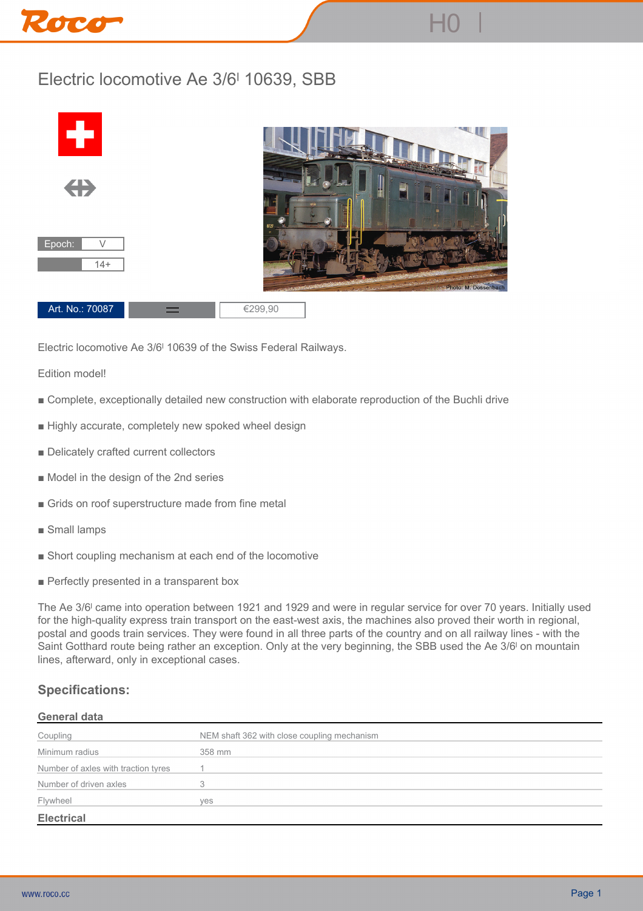# Electric locomotive Ae 3/6ᴵ 10639, SBB

| Epoch: | V |
| --- | --- |
| | 14+ |

| Art. No.: 70087 | = | €299,90 |
| --- | --- | --- |

Electric locomotive Ae 3/6ᴵ 10639 of the Swiss Federal Railways.

Edition model!

- Complete, exceptionally detailed new construction with elaborate reproduction of the Buchli drive
- Highly accurate, completely new spoked wheel design
- Delicately crafted current collectors
- Model in the design of the 2nd series
- Grids on roof superstructure made from fine metal
- Small lamps
- Short coupling mechanism at each end of the locomotive
- Perfectly presented in a transparent box

The Ae 3/6ᴵ came into operation between 1921 and 1929 and were in regular service for over 70 years. Initially used for the high-quality express train transport on the east-west axis, the machines also proved their worth in regional, postal and goods train services. They were found in all three parts of the country and on all railway lines - with the Saint Gotthard route being rather an exception. Only at the very beginning, the SBB used the Ae 3/6ᴵ on mountain lines, afterward, only in exceptional cases.

## Specifications:

### General data

| | |
| --- | --- |
| Coupling | NEM shaft 362 with close coupling mechanism |
| Minimum radius | 358 mm |
| Number of axles with traction tyres | 1 |
| Number of driven axles | 3 |
| Flywheel | yes |

### Electrical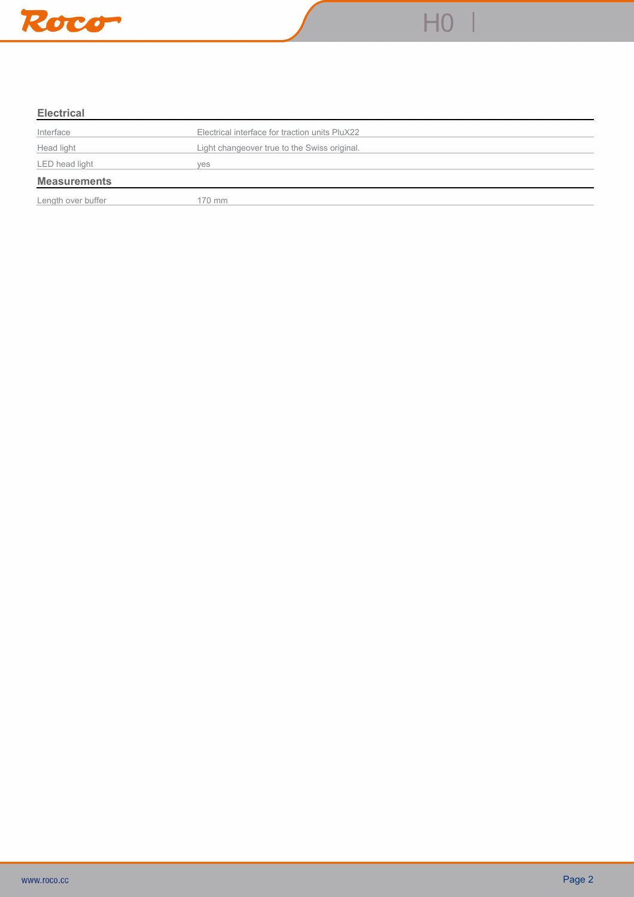## Electrical

| | |
|---|---|
| Interface | Electrical interface for traction units PluX22 |
| Head light | Light changeover true to the Swiss original. |
| LED head light | yes |

## Measurements

| | |
|---|---|
| Length over buffer | 170 mm |